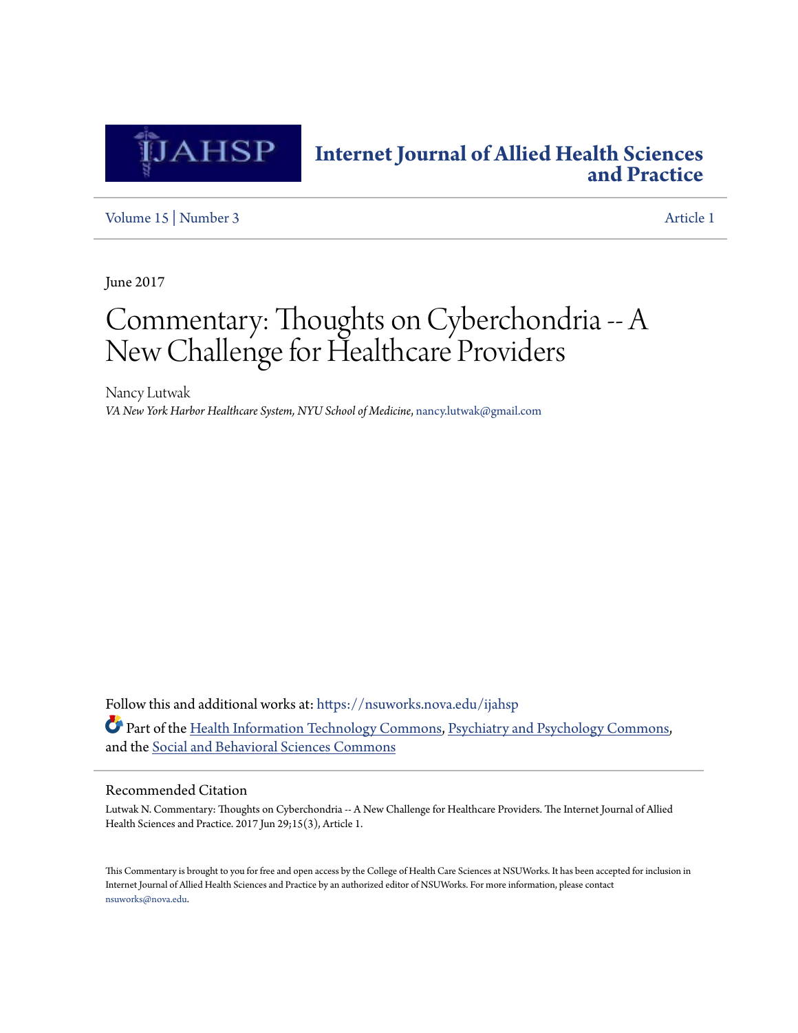# Internet Journal of Allied Health Sciences and Practice

Volume 15 | Number 3

Article 1

June 2017

# Commentary: Thoughts on Cyberchondria -- A New Challenge for Healthcare Providers

Nancy Lutwak

*VA New York Harbor Healthcare System, NYU School of Medicine*, nancy.lutwak@gmail.com

Follow this and additional works at: https://nsuworks.nova.edu/ijahsp

Part of the Health Information Technology Commons, Psychiatry and Psychology Commons, and the Social and Behavioral Sciences Commons

## Recommended Citation

Lutwak N. Commentary: Thoughts on Cyberchondria -- A New Challenge for Healthcare Providers. The Internet Journal of Allied Health Sciences and Practice. 2017 Jun 29;15(3), Article 1.

This Commentary is brought to you for free and open access by the College of Health Care Sciences at NSUWorks. It has been accepted for inclusion in Internet Journal of Allied Health Sciences and Practice by an authorized editor of NSUWorks. For more information, please contact nsuworks@nova.edu.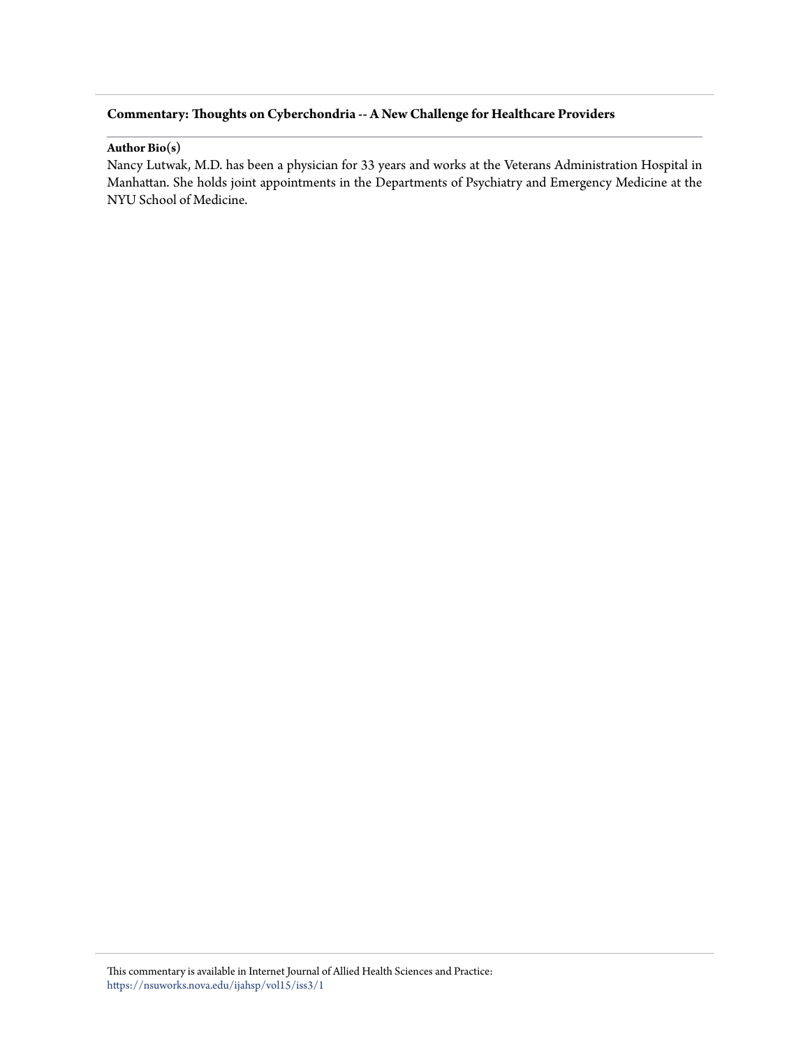**Commentary: Thoughts on Cyberchondria -- A New Challenge for Healthcare Providers**

**Author Bio(s)**

Nancy Lutwak, M.D. has been a physician for 33 years and works at the Veterans Administration Hospital in Manhattan. She holds joint appointments in the Departments of Psychiatry and Emergency Medicine at the NYU School of Medicine.

This commentary is available in Internet Journal of Allied Health Sciences and Practice: https://nsuworks.nova.edu/ijahsp/vol15/iss3/1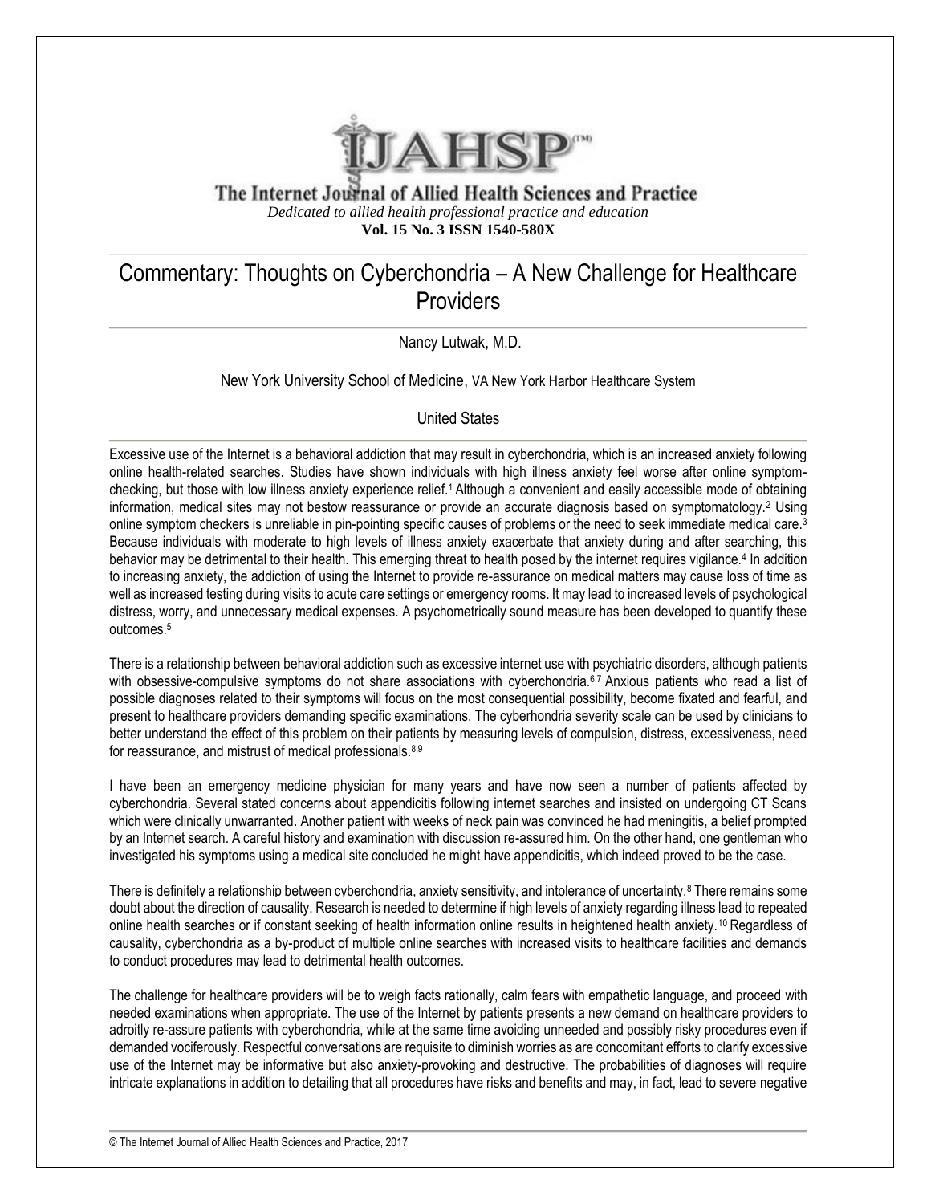# Commentary: Thoughts on Cyberchondria – A New Challenge for Healthcare Providers

Nancy Lutwak, M.D.

New York University School of Medicine, VA New York Harbor Healthcare System

United States

Excessive use of the Internet is a behavioral addiction that may result in cyberchondria, which is an increased anxiety following online health-related searches. Studies have shown individuals with high illness anxiety feel worse after online symptom-checking, but those with low illness anxiety experience relief.[1] Although a convenient and easily accessible mode of obtaining information, medical sites may not bestow reassurance or provide an accurate diagnosis based on symptomatology.[2] Using online symptom checkers is unreliable in pin-pointing specific causes of problems or the need to seek immediate medical care.[3] Because individuals with moderate to high levels of illness anxiety exacerbate that anxiety during and after searching, this behavior may be detrimental to their health. This emerging threat to health posed by the internet requires vigilance.[4] In addition to increasing anxiety, the addiction of using the Internet to provide re-assurance on medical matters may cause loss of time as well as increased testing during visits to acute care settings or emergency rooms. It may lead to increased levels of psychological distress, worry, and unnecessary medical expenses. A psychometrically sound measure has been developed to quantify these outcomes.[5]

There is a relationship between behavioral addiction such as excessive internet use with psychiatric disorders, although patients with obsessive-compulsive symptoms do not share associations with cyberchondria.[6,7] Anxious patients who read a list of possible diagnoses related to their symptoms will focus on the most consequential possibility, become fixated and fearful, and present to healthcare providers demanding specific examinations. The cyberhondria severity scale can be used by clinicians to better understand the effect of this problem on their patients by measuring levels of compulsion, distress, excessiveness, need for reassurance, and mistrust of medical professionals.[8,9]

I have been an emergency medicine physician for many years and have now seen a number of patients affected by cyberchondria. Several stated concerns about appendicitis following internet searches and insisted on undergoing CT Scans which were clinically unwarranted. Another patient with weeks of neck pain was convinced he had meningitis, a belief prompted by an Internet search. A careful history and examination with discussion re-assured him. On the other hand, one gentleman who investigated his symptoms using a medical site concluded he might have appendicitis, which indeed proved to be the case.

There is definitely a relationship between cyberchondria, anxiety sensitivity, and intolerance of uncertainty.[8] There remains some doubt about the direction of causality. Research is needed to determine if high levels of anxiety regarding illness lead to repeated online health searches or if constant seeking of health information online results in heightened health anxiety.[10] Regardless of causality, cyberchondria as a by-product of multiple online searches with increased visits to healthcare facilities and demands to conduct procedures may lead to detrimental health outcomes.

The challenge for healthcare providers will be to weigh facts rationally, calm fears with empathetic language, and proceed with needed examinations when appropriate. The use of the Internet by patients presents a new demand on healthcare providers to adroitly re-assure patients with cyberchondria, while at the same time avoiding unneeded and possibly risky procedures even if demanded vociferously. Respectful conversations are requisite to diminish worries as are concomitant efforts to clarify excessive use of the Internet may be informative but also anxiety-provoking and destructive. The probabilities of diagnoses will require intricate explanations in addition to detailing that all procedures have risks and benefits and may, in fact, lead to severe negative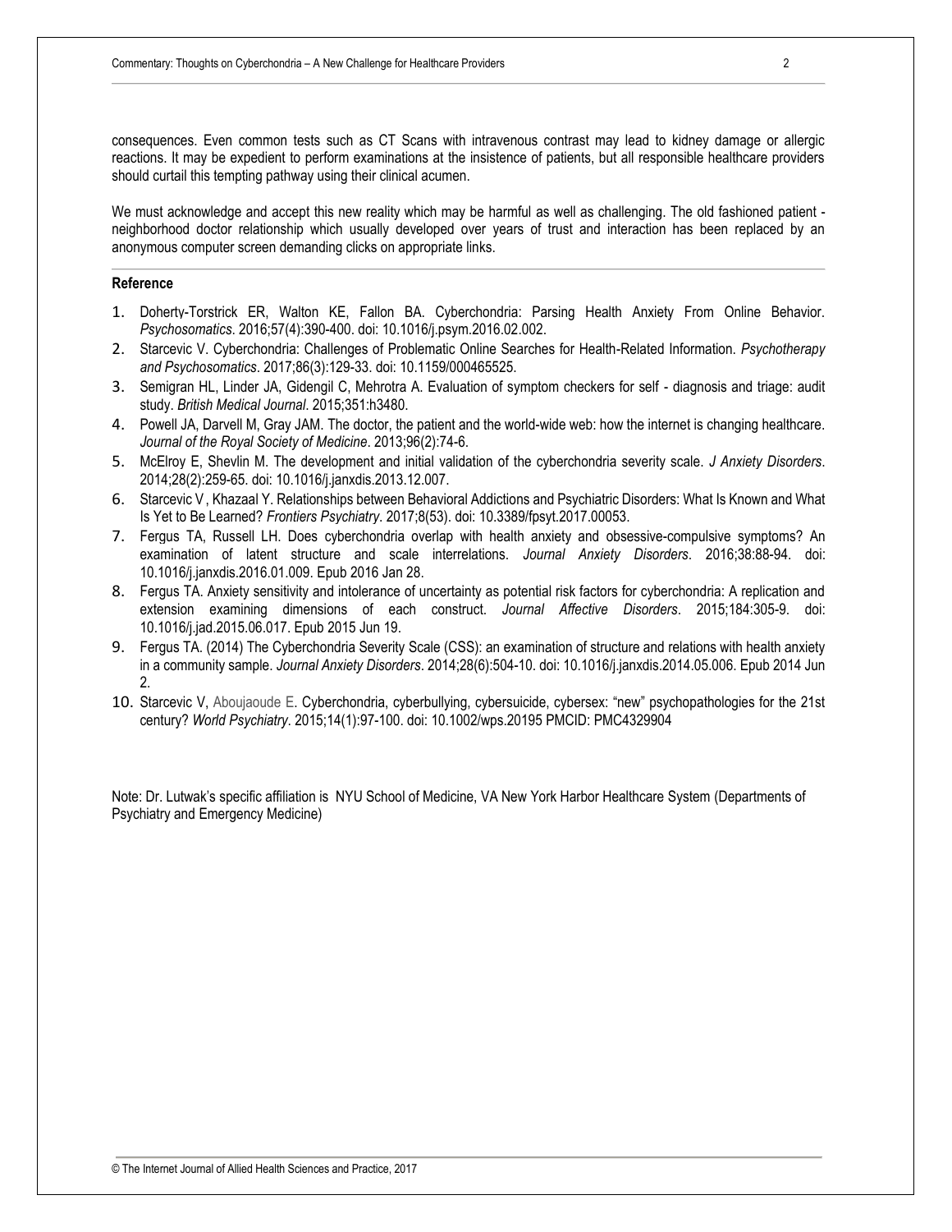consequences. Even common tests such as CT Scans with intravenous contrast may lead to kidney damage or allergic reactions. It may be expedient to perform examinations at the insistence of patients, but all responsible healthcare providers should curtail this tempting pathway using their clinical acumen.

We must acknowledge and accept this new reality which may be harmful as well as challenging. The old fashioned patient - neighborhood doctor relationship which usually developed over years of trust and interaction has been replaced by an anonymous computer screen demanding clicks on appropriate links.

## Reference

1. Doherty-Torstrick ER, Walton KE, Fallon BA. Cyberchondria: Parsing Health Anxiety From Online Behavior. *Psychosomatics*. 2016;57(4):390-400. doi: 10.1016/j.psym.2016.02.002.
2. Starcevic V. Cyberchondria: Challenges of Problematic Online Searches for Health-Related Information. *Psychotherapy and Psychosomatics*. 2017;86(3):129-33. doi: 10.1159/000465525.
3. Semigran HL, Linder JA, Gidengil C, Mehrotra A. Evaluation of symptom checkers for self - diagnosis and triage: audit study. *British Medical Journal*. 2015;351:h3480.
4. Powell JA, Darvell M, Gray JAM. The doctor, the patient and the world-wide web: how the internet is changing healthcare. *Journal of the Royal Society of Medicine*. 2013;96(2):74-6.
5. McElroy E, Shevlin M. The development and initial validation of the cyberchondria severity scale. *J Anxiety Disorders*. 2014;28(2):259-65. doi: 10.1016/j.janxdis.2013.12.007.
6. Starcevic V , Khazaal Y. Relationships between Behavioral Addictions and Psychiatric Disorders: What Is Known and What Is Yet to Be Learned? *Frontiers Psychiatry*. 2017;8(53). doi: 10.3389/fpsyt.2017.00053.
7. Fergus TA, Russell LH. Does cyberchondria overlap with health anxiety and obsessive-compulsive symptoms? An examination of latent structure and scale interrelations. *Journal Anxiety Disorders*. 2016;38:88-94. doi: 10.1016/j.janxdis.2016.01.009. Epub 2016 Jan 28.
8. Fergus TA. Anxiety sensitivity and intolerance of uncertainty as potential risk factors for cyberchondria: A replication and extension examining dimensions of each construct. *Journal Affective Disorders*. 2015;184:305-9. doi: 10.1016/j.jad.2015.06.017. Epub 2015 Jun 19.
9. Fergus TA. (2014) The Cyberchondria Severity Scale (CSS): an examination of structure and relations with health anxiety in a community sample. *Journal Anxiety Disorders*. 2014;28(6):504-10. doi: 10.1016/j.janxdis.2014.05.006. Epub 2014 Jun 2.
10. Starcevic V, Aboujaoude E. Cyberchondria, cyberbullying, cybersuicide, cybersex: "new" psychopathologies for the 21st century? *World Psychiatry*. 2015;14(1):97-100. doi: 10.1002/wps.20195 PMCID: PMC4329904

Note: Dr. Lutwak's specific affiliation is NYU School of Medicine, VA New York Harbor Healthcare System (Departments of Psychiatry and Emergency Medicine)